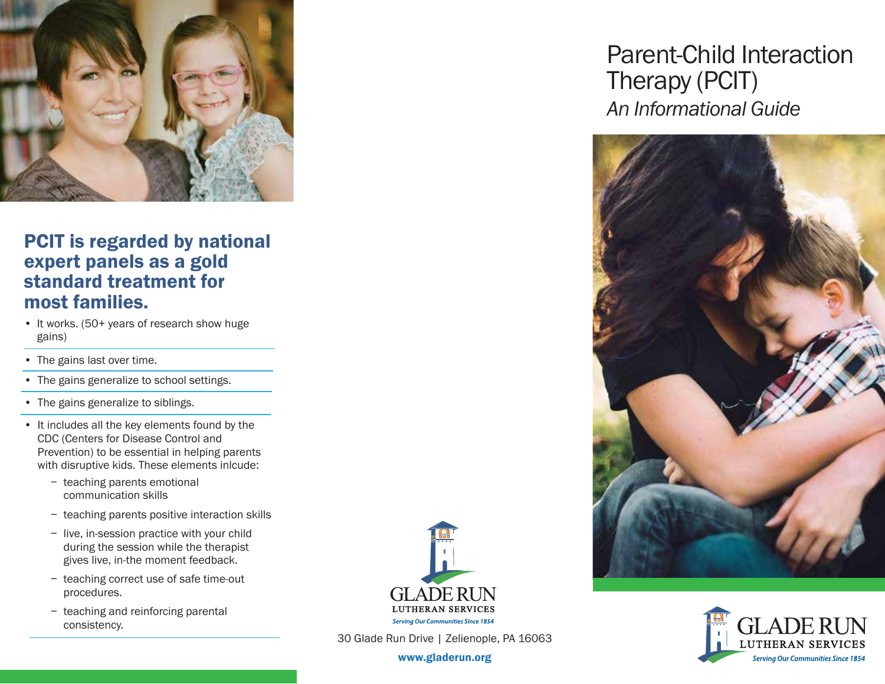## PCIT is regarded by national expert panels as a gold standard treatment for most families.

- It works. (50+ years of research show huge gains)
- The gains last over time.
- The gains generalize to school settings.
- The gains generalize to siblings.
- It includes all the key elements found by the CDC (Centers for Disease Control and Prevention) to be essential in helping parents with disruptive kids. These elements inlcude:
  - teaching parents emotional communication skills
  - teaching parents positive interaction skills
  - live, in-session practice with your child during the session while the therapist gives live, in-the moment feedback.
  - teaching correct use of safe time-out procedures.
  - teaching and reinforcing parental consistency.

GLADE RUN
LUTHERAN SERVICES
*Serving Our Communities Since 1854*

30 Glade Run Drive | Zelienople, PA 16063

**www.gladerun.org**

# Parent-Child Interaction Therapy (PCIT)

*An Informational Guide*

GLADE RUN
LUTHERAN SERVICES
*Serving Our Communities Since 1854*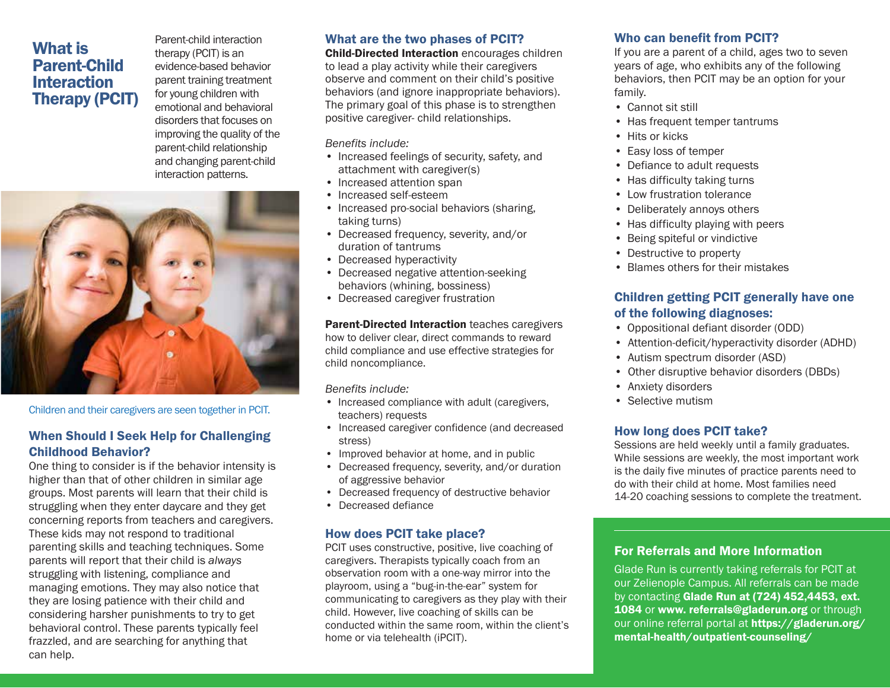## What is Parent-Child Interaction Therapy (PCIT)

Parent-child interaction therapy (PCIT) is an evidence-based behavior parent training treatment for young children with emotional and behavioral disorders that focuses on improving the quality of the parent-child relationship and changing parent-child interaction patterns.

Children and their caregivers are seen together in PCIT.

### When Should I Seek Help for Challenging Childhood Behavior?

One thing to consider is if the behavior intensity is higher than that of other children in similar age groups. Most parents will learn that their child is struggling when they enter daycare and they get concerning reports from teachers and caregivers. These kids may not respond to traditional parenting skills and teaching techniques. Some parents will report that their child is *always* struggling with listening, compliance and managing emotions. They may also notice that they are losing patience with their child and considering harsher punishments to try to get behavioral control. These parents typically feel frazzled, and are searching for anything that can help.

### What are the two phases of PCIT?

**Child-Directed Interaction** encourages children to lead a play activity while their caregivers observe and comment on their child's positive behaviors (and ignore inappropriate behaviors). The primary goal of this phase is to strengthen positive caregiver- child relationships.

*Benefits include:*

- Increased feelings of security, safety, and attachment with caregiver(s)
- Increased attention span
- Increased self-esteem
- Increased pro-social behaviors (sharing, taking turns)
- Decreased frequency, severity, and/or duration of tantrums
- Decreased hyperactivity
- Decreased negative attention-seeking behaviors (whining, bossiness)
- Decreased caregiver frustration

**Parent-Directed Interaction** teaches caregivers how to deliver clear, direct commands to reward child compliance and use effective strategies for child noncompliance.

*Benefits include:*

- Increased compliance with adult (caregivers, teachers) requests
- Increased caregiver confidence (and decreased stress)
- Improved behavior at home, and in public
- Decreased frequency, severity, and/or duration of aggressive behavior
- Decreased frequency of destructive behavior
- Decreased defiance

### How does PCIT take place?

PCIT uses constructive, positive, live coaching of caregivers. Therapists typically coach from an observation room with a one-way mirror into the playroom, using a "bug-in-the-ear" system for communicating to caregivers as they play with their child. However, live coaching of skills can be conducted within the same room, within the client's home or via telehealth (iPCIT).

### Who can benefit from PCIT?

If you are a parent of a child, ages two to seven years of age, who exhibits any of the following behaviors, then PCIT may be an option for your family.

- Cannot sit still
- Has frequent temper tantrums
- Hits or kicks
- Easy loss of temper
- Defiance to adult requests
- Has difficulty taking turns
- Low frustration tolerance
- Deliberately annoys others
- Has difficulty playing with peers
- Being spiteful or vindictive
- Destructive to property
- Blames others for their mistakes

### Children getting PCIT generally have one of the following diagnoses:

- Oppositional defiant disorder (ODD)
- Attention-deficit/hyperactivity disorder (ADHD)
- Autism spectrum disorder (ASD)
- Other disruptive behavior disorders (DBDs)
- Anxiety disorders
- Selective mutism

### How long does PCIT take?

Sessions are held weekly until a family graduates. While sessions are weekly, the most important work is the daily five minutes of practice parents need to do with their child at home. Most families need 14-20 coaching sessions to complete the treatment.

### For Referrals and More Information

Glade Run is currently taking referrals for PCIT at our Zelienople Campus. All referrals can be made by contacting **Glade Run at (724) 452,4453, ext. 1084** or **www. referrals@gladerun.org** or through our online referral portal at **https://gladerun.org/mental-health/outpatient-counseling/**